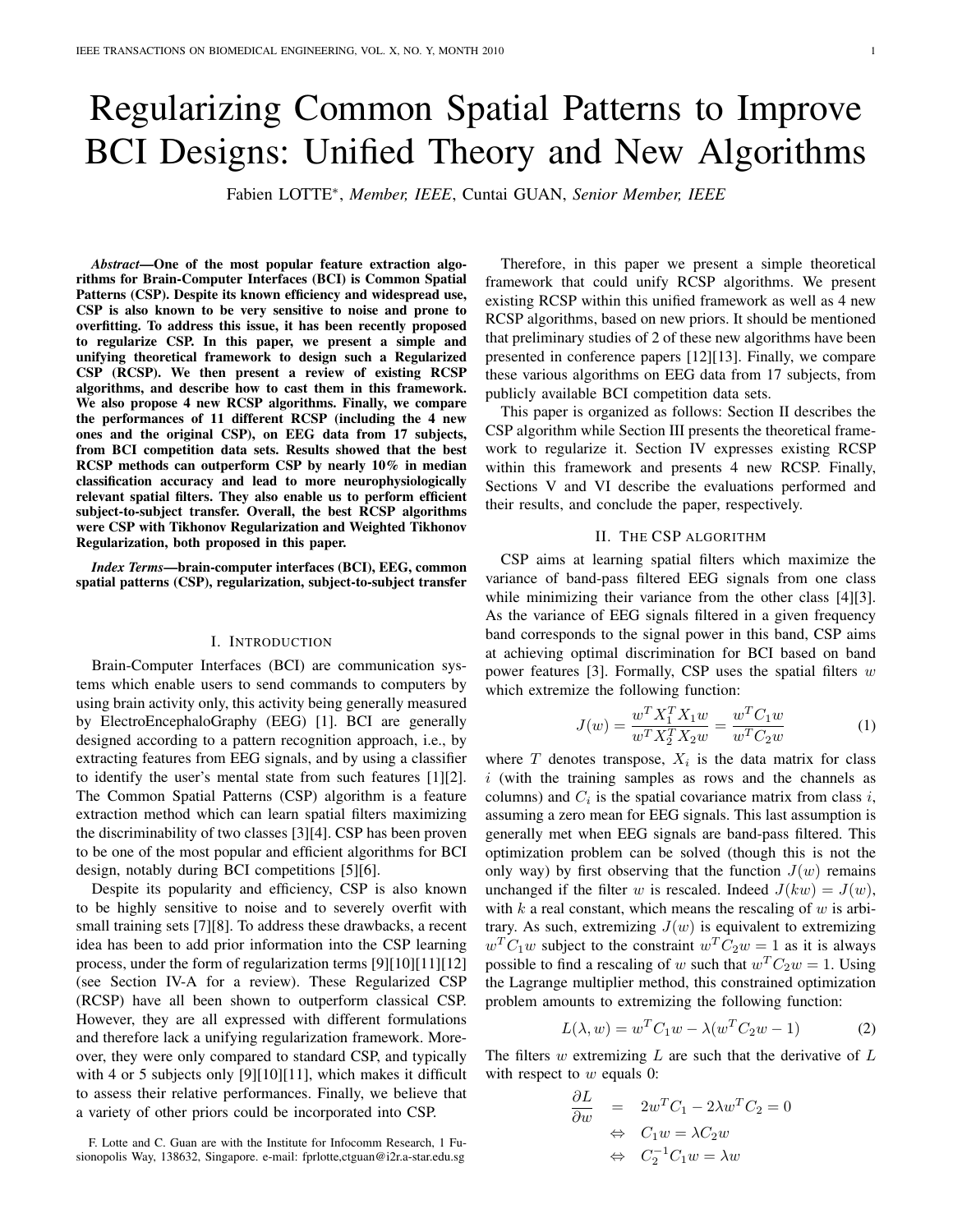# Regularizing Common Spatial Patterns to Improve BCI Designs: Unified Theory and New Algorithms

Fabien LOTTE*, *Member, IEEE*, Cuntai GUAN, *Senior Member, IEEE*

***Abstract*—One of the most popular feature extraction algorithms for Brain-Computer Interfaces (BCI) is Common Spatial Patterns (CSP). Despite its known efficiency and widespread use, CSP is also known to be very sensitive to noise and prone to overfitting. To address this issue, it has been recently proposed to regularize CSP. In this paper, we present a simple and unifying theoretical framework to design such a Regularized CSP (RCSP). We then present a review of existing RCSP algorithms, and describe how to cast them in this framework. We also propose 4 new RCSP algorithms. Finally, we compare the performances of 11 different RCSP (including the 4 new ones and the original CSP), on EEG data from 17 subjects, from BCI competition data sets. Results showed that the best RCSP methods can outperform CSP by nearly 10% in median classification accuracy and lead to more neurophysiologically relevant spatial filters. They also enable us to perform efficient subject-to-subject transfer. Overall, the best RCSP algorithms were CSP with Tikhonov Regularization and Weighted Tikhonov Regularization, both proposed in this paper.**

***Index Terms*—brain-computer interfaces (BCI), EEG, common spatial patterns (CSP), regularization, subject-to-subject transfer**

## I. Introduction

Brain-Computer Interfaces (BCI) are communication systems which enable users to send commands to computers by using brain activity only, this activity being generally measured by ElectroEncephaloGraphy (EEG) [1]. BCI are generally designed according to a pattern recognition approach, i.e., by extracting features from EEG signals, and by using a classifier to identify the user's mental state from such features [1][2]. The Common Spatial Patterns (CSP) algorithm is a feature extraction method which can learn spatial filters maximizing the discriminability of two classes [3][4]. CSP has been proven to be one of the most popular and efficient algorithms for BCI design, notably during BCI competitions [5][6].

Despite its popularity and efficiency, CSP is also known to be highly sensitive to noise and to severely overfit with small training sets [7][8]. To address these drawbacks, a recent idea has been to add prior information into the CSP learning process, under the form of regularization terms [9][10][11][12] (see Section IV-A for a review). These Regularized CSP (RCSP) have all been shown to outperform classical CSP. However, they are all expressed with different formulations and therefore lack a unifying regularization framework. Moreover, they were only compared to standard CSP, and typically with 4 or 5 subjects only [9][10][11], which makes it difficult to assess their relative performances. Finally, we believe that a variety of other priors could be incorporated into CSP.

F. Lotte and C. Guan are with the Institute for Infocomm Research, 1 Fusionopolis Way, 138632, Singapore. e-mail: fprlotte,ctguan@i2r.a-star.edu.sg

Therefore, in this paper we present a simple theoretical framework that could unify RCSP algorithms. We present existing RCSP within this unified framework as well as 4 new RCSP algorithms, based on new priors. It should be mentioned that preliminary studies of 2 of these new algorithms have been presented in conference papers [12][13]. Finally, we compare these various algorithms on EEG data from 17 subjects, from publicly available BCI competition data sets.

This paper is organized as follows: Section II describes the CSP algorithm while Section III presents the theoretical framework to regularize it. Section IV expresses existing RCSP within this framework and presents 4 new RCSP. Finally, Sections V and VI describe the evaluations performed and their results, and conclude the paper, respectively.

## II. The CSP algorithm

CSP aims at learning spatial filters which maximize the variance of band-pass filtered EEG signals from one class while minimizing their variance from the other class [4][3]. As the variance of EEG signals filtered in a given frequency band corresponds to the signal power in this band, CSP aims at achieving optimal discrimination for BCI based on band power features [3]. Formally, CSP uses the spatial filters $w$ which extremize the following function:

$$J(w) = \frac{w^T X_1^T X_1 w}{w^T X_2^T X_2 w} = \frac{w^T C_1 w}{w^T C_2 w} \quad (1)$$

where $T$ denotes transpose, $X_i$ is the data matrix for class $i$ (with the training samples as rows and the channels as columns) and $C_i$ is the spatial covariance matrix from class $i$, assuming a zero mean for EEG signals. This last assumption is generally met when EEG signals are band-pass filtered. This optimization problem can be solved (though this is not the only way) by first observing that the function $J(w)$ remains unchanged if the filter $w$ is rescaled. Indeed $J(kw) = J(w)$, with $k$ a real constant, which means the rescaling of $w$ is arbitrary. As such, extremizing $J(w)$ is equivalent to extremizing $w^T C_1 w$ subject to the constraint $w^T C_2 w = 1$ as it is always possible to find a rescaling of $w$ such that $w^T C_2 w = 1$. Using the Lagrange multiplier method, this constrained optimization problem amounts to extremizing the following function:

$$L(\lambda, w) = w^T C_1 w - \lambda(w^T C_2 w - 1) \quad (2)$$

The filters $w$ extremizing $L$ are such that the derivative of $L$ with respect to $w$ equals 0:

$$\begin{aligned} \frac{\partial L}{\partial w} &= 2w^T C_1 - 2\lambda w^T C_2 = 0 \\ &\Leftrightarrow \quad C_1 w = \lambda C_2 w \\ &\Leftrightarrow \quad C_2^{-1} C_1 w = \lambda w \end{aligned}$$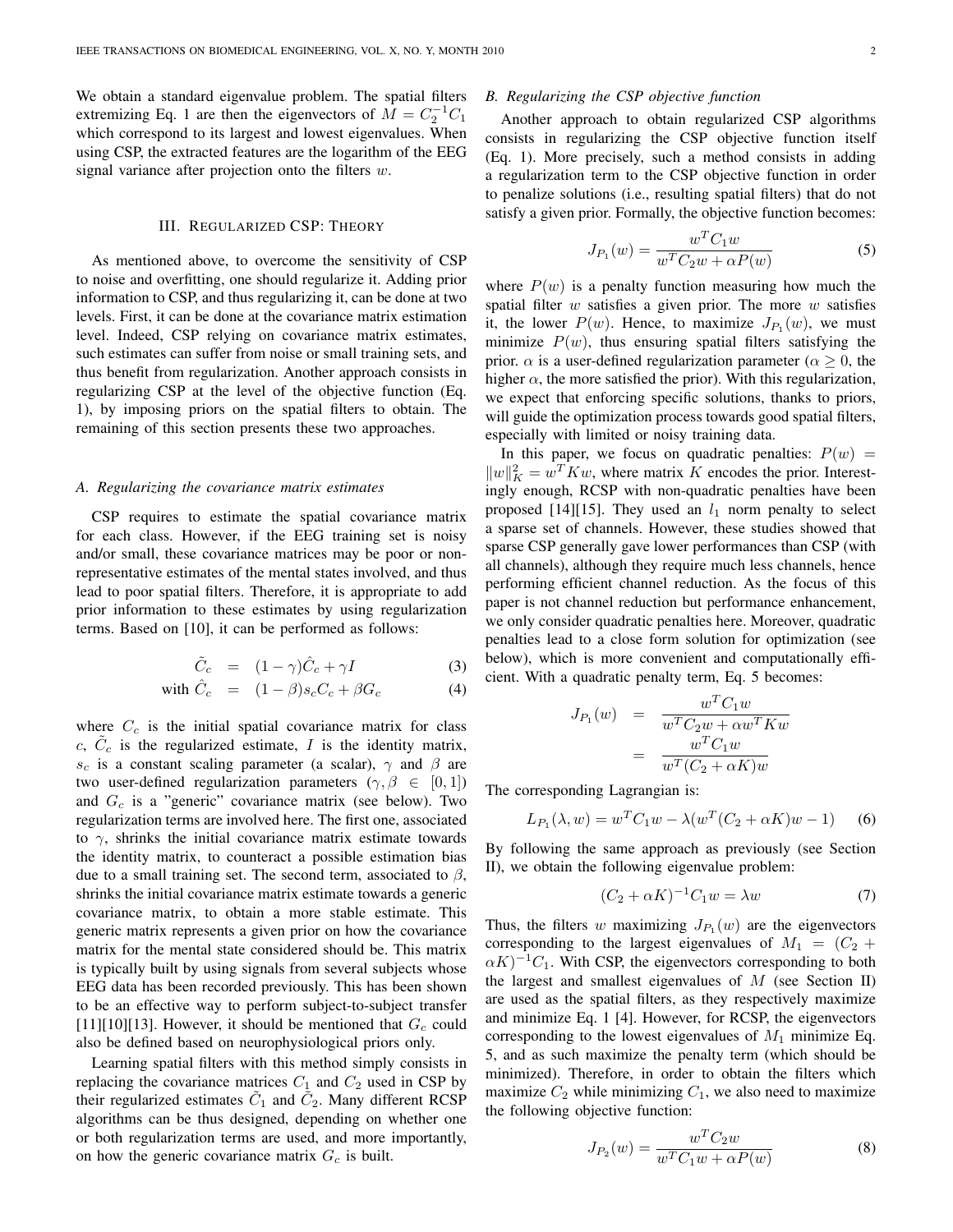We obtain a standard eigenvalue problem. The spatial filters extremizing Eq. 1 are then the eigenvectors of $M = C_2^{-1}C_1$ which correspond to its largest and lowest eigenvalues. When using CSP, the extracted features are the logarithm of the EEG signal variance after projection onto the filters $w$.

## III. Regularized CSP: Theory

As mentioned above, to overcome the sensitivity of CSP to noise and overfitting, one should regularize it. Adding prior information to CSP, and thus regularizing it, can be done at two levels. First, it can be done at the covariance matrix estimation level. Indeed, CSP relying on covariance matrix estimates, such estimates can suffer from noise or small training sets, and thus benefit from regularization. Another approach consists in regularizing CSP at the level of the objective function (Eq. 1), by imposing priors on the spatial filters to obtain. The remaining of this section presents these two approaches.

### A. Regularizing the covariance matrix estimates

CSP requires to estimate the spatial covariance matrix for each class. However, if the EEG training set is noisy and/or small, these covariance matrices may be poor or non-representative estimates of the mental states involved, and thus lead to poor spatial filters. Therefore, it is appropriate to add prior information to these estimates by using regularization terms. Based on [10], it can be performed as follows:

$$\tilde{C}_c = (1-\gamma)\hat{C}_c + \gamma I \quad (3)$$

$$\text{with } \hat{C}_c = (1-\beta)s_c C_c + \beta G_c \quad (4)$$

where $C_c$ is the initial spatial covariance matrix for class $c$, $\tilde{C}_c$ is the regularized estimate, $I$ is the identity matrix, $s_c$ is a constant scaling parameter (a scalar), $\gamma$ and $\beta$ are two user-defined regularization parameters ($\gamma, \beta \in [0, 1]$) and $G_c$ is a "generic" covariance matrix (see below). Two regularization terms are involved here. The first one, associated to $\gamma$, shrinks the initial covariance matrix estimate towards the identity matrix, to counteract a possible estimation bias due to a small training set. The second term, associated to $\beta$, shrinks the initial covariance matrix estimate towards a generic covariance matrix, to obtain a more stable estimate. This generic matrix represents a given prior on how the covariance matrix for the mental state considered should be. This matrix is typically built by using signals from several subjects whose EEG data has been recorded previously. This has been shown to be an effective way to perform subject-to-subject transfer [11][10][13]. However, it should be mentioned that $G_c$ could also be defined based on neurophysiological priors only.

Learning spatial filters with this method simply consists in replacing the covariance matrices $C_1$ and $C_2$ used in CSP by their regularized estimates $\tilde{C}_1$ and $\tilde{C}_2$. Many different RCSP algorithms can be thus designed, depending on whether one or both regularization terms are used, and more importantly, on how the generic covariance matrix $G_c$ is built.

### B. Regularizing the CSP objective function

Another approach to obtain regularized CSP algorithms consists in regularizing the CSP objective function itself (Eq. 1). More precisely, such a method consists in adding a regularization term to the CSP objective function in order to penalize solutions (i.e., resulting spatial filters) that do not satisfy a given prior. Formally, the objective function becomes:

$$J_{P_1}(w) = \frac{w^T C_1 w}{w^T C_2 w + \alpha P(w)} \quad (5)$$

where $P(w)$ is a penalty function measuring how much the spatial filter $w$ satisfies a given prior. The more $w$ satisfies it, the lower $P(w)$. Hence, to maximize $J_{P_1}(w)$, we must minimize $P(w)$, thus ensuring spatial filters satisfying the prior. $\alpha$ is a user-defined regularization parameter ($\alpha \geq 0$, the higher $\alpha$, the more satisfied the prior). With this regularization, we expect that enforcing specific solutions, thanks to priors, will guide the optimization process towards good spatial filters, especially with limited or noisy training data.

In this paper, we focus on quadratic penalties: $P(w) = \|w\|_K^2 = w^T K w$, where matrix $K$ encodes the prior. Interestingly enough, RCSP with non-quadratic penalties have been proposed [14][15]. They used an $l_1$ norm penalty to select a sparse set of channels. However, these studies showed that sparse CSP generally gave lower performances than CSP (with all channels), although they require much less channels, hence performing efficient channel reduction. As the focus of this paper is not channel reduction but performance enhancement, we only consider quadratic penalties here. Moreover, quadratic penalties lead to a close form solution for optimization (see below), which is more convenient and computationally efficient. With a quadratic penalty term, Eq. 5 becomes:

$$J_{P_1}(w) = \frac{w^T C_1 w}{w^T C_2 w + \alpha w^T K w} = \frac{w^T C_1 w}{w^T (C_2 + \alpha K) w}$$

The corresponding Lagrangian is:

$$L_{P_1}(\lambda, w) = w^T C_1 w - \lambda(w^T(C_2 + \alpha K)w - 1) \quad (6)$$

By following the same approach as previously (see Section II), we obtain the following eigenvalue problem:

$$(C_2 + \alpha K)^{-1} C_1 w = \lambda w \quad (7)$$

Thus, the filters $w$ maximizing $J_{P_1}(w)$ are the eigenvectors corresponding to the largest eigenvalues of $M_1 = (C_2 + \alpha K)^{-1} C_1$. With CSP, the eigenvectors corresponding to both the largest and smallest eigenvalues of $M$ (see Section II) are used as the spatial filters, as they respectively maximize and minimize Eq. 1 [4]. However, for RCSP, the eigenvectors corresponding to the lowest eigenvalues of $M_1$ minimize Eq. 5, and as such maximize the penalty term (which should be minimized). Therefore, in order to obtain the filters which maximize $C_2$ while minimizing $C_1$, we also need to maximize the following objective function:

$$J_{P_2}(w) = \frac{w^T C_2 w}{w^T C_1 w + \alpha P(w)} \quad (8)$$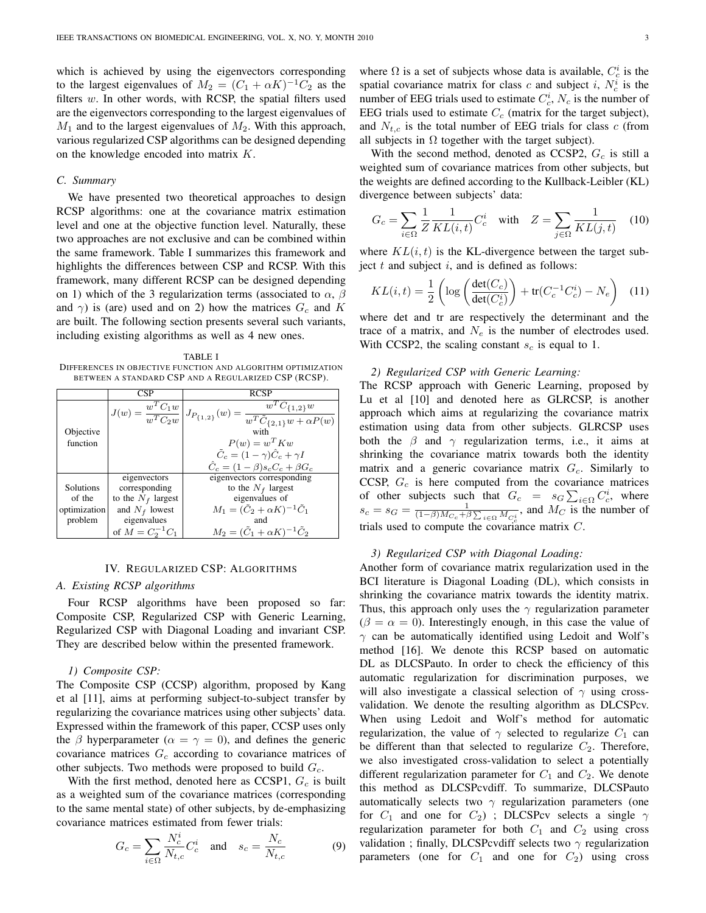which is achieved by using the eigenvectors corresponding to the largest eigenvalues of $M_2 = (C_1 + \alpha K)^{-1}C_2$ as the filters $w$. In other words, with RCSP, the spatial filters used are the eigenvectors corresponding to the largest eigenvalues of $M_1$ and to the largest eigenvalues of $M_2$. With this approach, various regularized CSP algorithms can be designed depending on the knowledge encoded into matrix $K$.

### C. Summary

We have presented two theoretical approaches to design RCSP algorithms: one at the covariance matrix estimation level and one at the objective function level. Naturally, these two approaches are not exclusive and can be combined within the same framework. Table I summarizes this framework and highlights the differences between CSP and RCSP. With this framework, many different RCSP can be designed depending on 1) which of the 3 regularization terms (associated to $\alpha$, $\beta$ and $\gamma$) is (are) used and on 2) how the matrices $G_c$ and $K$ are built. The following section presents several such variants, including existing algorithms as well as 4 new ones.

TABLE I
DIFFERENCES IN OBJECTIVE FUNCTION AND ALGORITHM OPTIMIZATION BETWEEN A STANDARD CSP AND A REGULARIZED CSP (RCSP).

| | CSP | RCSP |
|---|---|---|
| Objective function | $J(w) = \frac{w^T C_1 w}{w^T C_2 w}$ | $J_{P_{\{1,2\}}}(w) = \frac{w^T \tilde{C}_{\{1,2\}} w}{w^T \tilde{C}_{\{2,1\}} w + \alpha P(w)}$ with $P(w) = w^T K w$ $\tilde{C}_c = (1-\gamma)\hat{C}_c + \gamma I$ $\hat{C}_c = (1-\beta)s_c C_c + \beta G_c$ |
| Solutions of the optimization problem | eigenvectors corresponding to the $N_f$ largest and $N_f$ lowest eigenvalues of $M = C_2^{-1}C_1$ | eigenvectors corresponding to the $N_f$ largest eigenvalues of $M_1 = (\tilde{C}_2 + \alpha K)^{-1}\tilde{C}_1$ and $M_2 = (\tilde{C}_1 + \alpha K)^{-1}\tilde{C}_2$ |

## IV. REGULARIZED CSP: ALGORITHMS

### A. Existing RCSP algorithms

Four RCSP algorithms have been proposed so far: Composite CSP, Regularized CSP with Generic Learning, Regularized CSP with Diagonal Loading and invariant CSP. They are described below within the presented framework.

#### 1) Composite CSP:

The Composite CSP (CCSP) algorithm, proposed by Kang et al [11], aims at performing subject-to-subject transfer by regularizing the covariance matrices using other subjects' data. Expressed within the framework of this paper, CCSP uses only the $\beta$ hyperparameter ($\alpha = \gamma = 0$), and defines the generic covariance matrices $G_c$ according to covariance matrices of other subjects. Two methods were proposed to build $G_c$.

With the first method, denoted here as CCSP1, $G_c$ is built as a weighted sum of the covariance matrices (corresponding to the same mental state) of other subjects, by de-emphasizing covariance matrices estimated from fewer trials:

$$G_c = \sum_{i \in \Omega} \frac{N_c^i}{N_{t,c}} C_c^i \quad \text{and} \quad s_c = \frac{N_c}{N_{t,c}} \tag{9}$$

where $\Omega$ is a set of subjects whose data is available, $C_c^i$ is the spatial covariance matrix for class $c$ and subject $i$, $N_c^i$ is the number of EEG trials used to estimate $C_c^i$, $N_c$ is the number of EEG trials used to estimate $C_c$ (matrix for the target subject), and $N_{t,c}$ is the total number of EEG trials for class $c$ (from all subjects in $\Omega$ together with the target subject).

With the second method, denoted as CCSP2, $G_c$ is still a weighted sum of covariance matrices from other subjects, but the weights are defined according to the Kullback-Leibler (KL) divergence between subjects' data:

$$G_c = \sum_{i \in \Omega} \frac{1}{Z} \frac{1}{KL(i,t)} C_c^i \quad \text{with} \quad Z = \sum_{j \in \Omega} \frac{1}{KL(j,t)} \tag{10}$$

where $KL(i,t)$ is the KL-divergence between the target subject $t$ and subject $i$, and is defined as follows:

$$KL(i,t) = \frac{1}{2}\left(\log\left(\frac{\det(C_c)}{\det(C_c^i)}\right) + \text{tr}(C_c^{-1}C_c^i) - N_e\right) \tag{11}$$

where det and tr are respectively the determinant and the trace of a matrix, and $N_e$ is the number of electrodes used. With CCSP2, the scaling constant $s_c$ is equal to 1.

#### 2) Regularized CSP with Generic Learning:

The RCSP approach with Generic Learning, proposed by Lu et al [10] and denoted here as GLRCSP, is another approach which aims at regularizing the covariance matrix estimation using data from other subjects. GLRCSP uses both the $\beta$ and $\gamma$ regularization terms, i.e., it aims at shrinking the covariance matrix towards both the identity matrix and a generic covariance matrix $G_c$. Similarly to CCSP, $G_c$ is here computed from the covariance matrices of other subjects such that $G_c = s_G \sum_{i \in \Omega} C_c^i$, where $s_c = s_G = \frac{1}{(1-\beta)M_{C_c} + \beta \sum_{i \in \Omega} M_{C_c^i}}$, and $M_C$ is the number of trials used to compute the covariance matrix $C$.

#### 3) Regularized CSP with Diagonal Loading:

Another form of covariance matrix regularization used in the BCI literature is Diagonal Loading (DL), which consists in shrinking the covariance matrix towards the identity matrix. Thus, this approach only uses the $\gamma$ regularization parameter ($\beta = \alpha = 0$). Interestingly enough, in this case the value of $\gamma$ can be automatically identified using Ledoit and Wolf's method [16]. We denote this RCSP based on automatic DL as DLCSPauto. In order to check the efficiency of this automatic regularization for discrimination purposes, we will also investigate a classical selection of $\gamma$ using cross-validation. We denote the resulting algorithm as DLCSPcv. When using Ledoit and Wolf's method for automatic regularization, the value of $\gamma$ selected to regularize $C_1$ can be different than that selected to regularize $C_2$. Therefore, we also investigated cross-validation to select a potentially different regularization parameter for $C_1$ and $C_2$. We denote this method as DLCSPcvdiff. To summarize, DLCSPauto automatically selects two $\gamma$ regularization parameters (one for $C_1$ and one for $C_2$) ; DLCSPcv selects a single $\gamma$ regularization parameter for both $C_1$ and $C_2$ using cross validation ; finally, DLCSPcvdiff selects two $\gamma$ regularization parameters (one for $C_1$ and one for $C_2$) using cross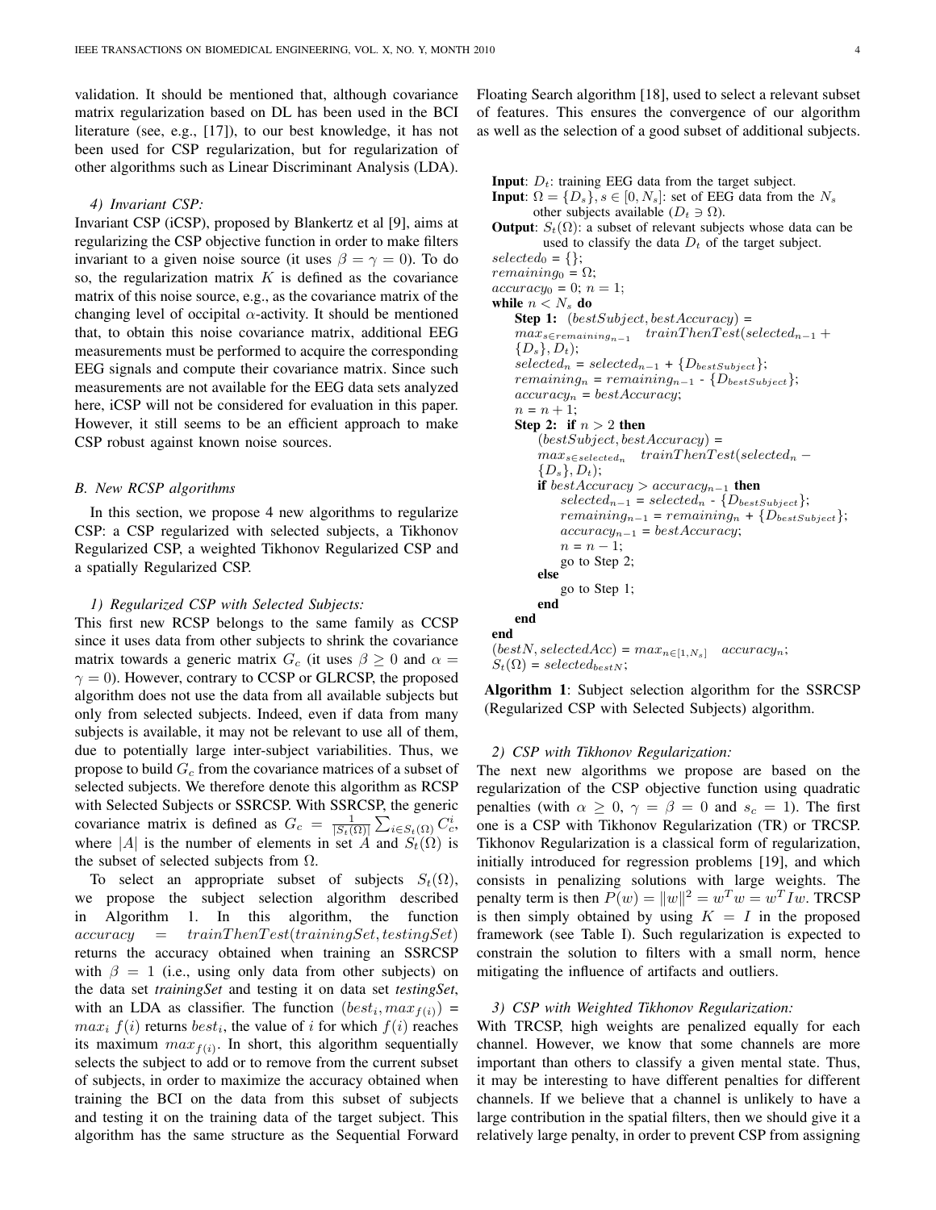validation. It should be mentioned that, although covariance matrix regularization based on DL has been used in the BCI literature (see, e.g., [17]), to our best knowledge, it has not been used for CSP regularization, but for regularization of other algorithms such as Linear Discriminant Analysis (LDA).

#### 4) Invariant CSP:

Invariant CSP (iCSP), proposed by Blankertz et al [9], aims at regularizing the CSP objective function in order to make filters invariant to a given noise source (it uses $\beta = \gamma = 0$). To do so, the regularization matrix $K$ is defined as the covariance matrix of this noise source, e.g., as the covariance matrix of the changing level of occipital $\alpha$-activity. It should be mentioned that, to obtain this noise covariance matrix, additional EEG measurements must be performed to acquire the corresponding EEG signals and compute their covariance matrix. Since such measurements are not available for the EEG data sets analyzed here, iCSP will not be considered for evaluation in this paper. However, it still seems to be an efficient approach to make CSP robust against known noise sources.

### B. New RCSP algorithms

In this section, we propose 4 new algorithms to regularize CSP: a CSP regularized with selected subjects, a Tikhonov Regularized CSP, a weighted Tikhonov Regularized CSP and a spatially Regularized CSP.

#### 1) Regularized CSP with Selected Subjects:

This first new RCSP belongs to the same family as CCSP since it uses data from other subjects to shrink the covariance matrix towards a generic matrix $G_c$ (it uses $\beta \geq 0$ and $\alpha = \gamma = 0$). However, contrary to CCSP or GLRCSP, the proposed algorithm does not use the data from all available subjects but only from selected subjects. Indeed, even if data from many subjects is available, it may not be relevant to use all of them, due to potentially large inter-subject variabilities. Thus, we propose to build $G_c$ from the covariance matrices of a subset of selected subjects. We therefore denote this algorithm as RCSP with Selected Subjects or SSRCSP. With SSRCSP, the generic covariance matrix is defined as $G_c = \frac{1}{|S_t(\Omega)|} \sum_{i \in S_t(\Omega)} C_c^i$, where $|A|$ is the number of elements in set $A$ and $S_t(\Omega)$ is the subset of selected subjects from $\Omega$.

To select an appropriate subset of subjects $S_t(\Omega)$, we propose the subject selection algorithm described in Algorithm 1. In this algorithm, the function $accuracy = trainThenTest(trainingSet, testingSet)$ returns the accuracy obtained when training an SSRCSP with $\beta = 1$ (i.e., using only data from other subjects) on the data set *trainingSet* and testing it on data set *testingSet*, with an LDA as classifier. The function $(best_i, max_{f(i)}) = max_i \; f(i)$ returns $best_i$, the value of $i$ for which $f(i)$ reaches its maximum $max_{f(i)}$. In short, this algorithm sequentially selects the subject to add or to remove from the current subset of subjects, in order to maximize the accuracy obtained when training the BCI on the data from this subset of subjects and testing it on the training data of the target subject. This algorithm has the same structure as the Sequential Forward Floating Search algorithm [18], used to select a relevant subset of features. This ensures the convergence of our algorithm as well as the selection of a good subset of additional subjects.

```
Input: D_t: training EEG data from the target subject.
Input: Ω = {D_s}, s ∈ [0, N_s]: set of EEG data from the N_s
       other subjects available (D_t ∌ Ω).
Output: S_t(Ω): a subset of relevant subjects whose data can be
       used to classify the data D_t of the target subject.
selected_0 = {};
remaining_0 = Ω;
accuracy_0 = 0; n = 1;
while n < N_s do
    Step 1: (bestSubject, bestAccuracy) =
    max_{s∈remaining_{n-1}}  trainThenTest(selected_{n-1} +
    {D_s}, D_t);
    selected_n = selected_{n-1} + {D_bestSubject};
    remaining_n = remaining_{n-1} - {D_bestSubject};
    accuracy_n = bestAccuracy;
    n = n + 1;
    Step 2: if n > 2 then
        (bestSubject, bestAccuracy) =
        max_{s∈selected_n}  trainThenTest(selected_n −
        {D_s}, D_t);
        if bestAccuracy > accuracy_{n-1} then
            selected_{n-1} = selected_n - {D_bestSubject};
            remaining_{n-1} = remaining_n + {D_bestSubject};
            accuracy_{n-1} = bestAccuracy;
            n = n − 1;
            go to Step 2;
        else
            go to Step 1;
        end
    end
end
(bestN, selectedAcc) = max_{n∈[1,N_s]}  accuracy_n;
S_t(Ω) = selected_bestN;
```

**Algorithm 1**: Subject selection algorithm for the SSRCSP (Regularized CSP with Selected Subjects) algorithm.

#### 2) CSP with Tikhonov Regularization:

The next new algorithms we propose are based on the regularization of the CSP objective function using quadratic penalties (with $\alpha \geq 0$, $\gamma = \beta = 0$ and $s_c = 1$). The first one is a CSP with Tikhonov Regularization (TR) or TRCSP. Tikhonov Regularization is a classical form of regularization, initially introduced for regression problems [19], and which consists in penalizing solutions with large weights. The penalty term is then $P(w) = \|w\|^2 = w^T w = w^T I w$. TRCSP is then simply obtained by using $K = I$ in the proposed framework (see Table I). Such regularization is expected to constrain the solution to filters with a small norm, hence mitigating the influence of artifacts and outliers.

#### 3) CSP with Weighted Tikhonov Regularization:

With TRCSP, high weights are penalized equally for each channel. However, we know that some channels are more important than others to classify a given mental state. Thus, it may be interesting to have different penalties for different channels. If we believe that a channel is unlikely to have a large contribution in the spatial filters, then we should give it a relatively large penalty, in order to prevent CSP from assigning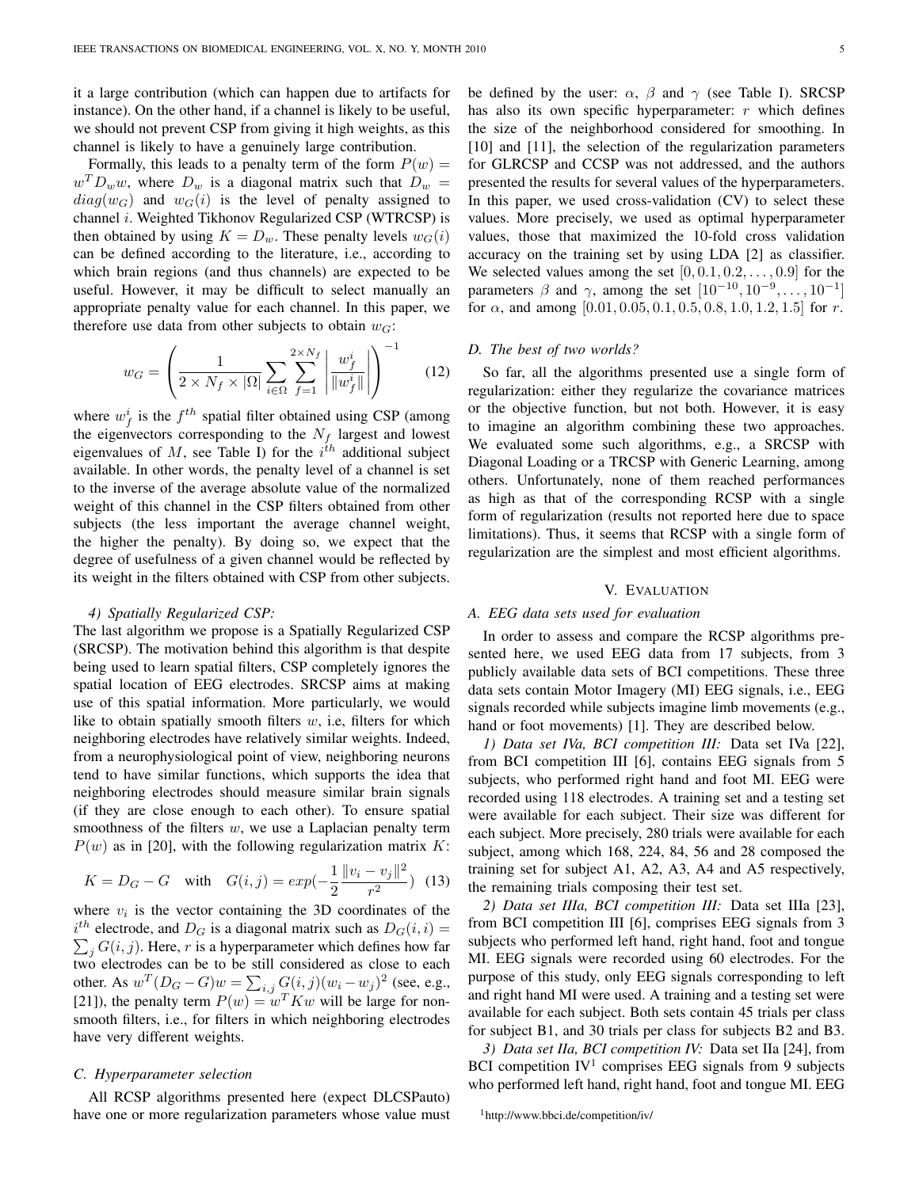it a large contribution (which can happen due to artifacts for instance). On the other hand, if a channel is likely to be useful, we should not prevent CSP from giving it high weights, as this channel is likely to have a genuinely large contribution.

Formally, this leads to a penalty term of the form $P(w) = w^T D_w w$, where $D_w$ is a diagonal matrix such that $D_w = diag(w_G)$ and $w_G(i)$ is the level of penalty assigned to channel $i$. Weighted Tikhonov Regularized CSP (WTRCSP) is then obtained by using $K = D_w$. These penalty levels $w_G(i)$ can be defined according to the literature, i.e., according to which brain regions (and thus channels) are expected to be useful. However, it may be difficult to select manually an appropriate penalty value for each channel. In this paper, we therefore use data from other subjects to obtain $w_G$:

$$w_G = \left( \frac{1}{2 \times N_f \times |\Omega|} \sum_{i \in \Omega} \sum_{f=1}^{2 \times N_f} \left| \frac{w_f^i}{\|w_f^i\|} \right| \right)^{-1} \quad (12)$$

where $w_f^i$ is the $f^{th}$ spatial filter obtained using CSP (among the eigenvectors corresponding to the $N_f$ largest and lowest eigenvalues of $M$, see Table I) for the $i^{th}$ additional subject available. In other words, the penalty level of a channel is set to the inverse of the average absolute value of the normalized weight of this channel in the CSP filters obtained from other subjects (the less important the average channel weight, the higher the penalty). By doing so, we expect that the degree of usefulness of a given channel would be reflected by its weight in the filters obtained with CSP from other subjects.

#### 4) Spatially Regularized CSP:

The last algorithm we propose is a Spatially Regularized CSP (SRCSP). The motivation behind this algorithm is that despite being used to learn spatial filters, CSP completely ignores the spatial location of EEG electrodes. SRCSP aims at making use of this spatial information. More particularly, we would like to obtain spatially smooth filters $w$, i.e, filters for which neighboring electrodes have relatively similar weights. Indeed, from a neurophysiological point of view, neighboring neurons tend to have similar functions, which supports the idea that neighboring electrodes should measure similar brain signals (if they are close enough to each other). To ensure spatial smoothness of the filters $w$, we use a Laplacian penalty term $P(w)$ as in [20], with the following regularization matrix $K$:

$$K = D_G - G \quad \text{with} \quad G(i,j) = exp(-\frac{1}{2}\frac{\|v_i - v_j\|^2}{r^2}) \quad (13)$$

where $v_i$ is the vector containing the 3D coordinates of the $i^{th}$ electrode, and $D_G$ is a diagonal matrix such as $D_G(i,i) = \sum_j G(i,j)$. Here, $r$ is a hyperparameter which defines how far two electrodes can be to be still considered as close to each other. As $w^T(D_G - G)w = \sum_{i,j} G(i,j)(w_i - w_j)^2$ (see, e.g., [21]), the penalty term $P(w) = w^T K w$ will be large for non-smooth filters, i.e., for filters in which neighboring electrodes have very different weights.

### C. Hyperparameter selection

All RCSP algorithms presented here (expect DLCSPauto) have one or more regularization parameters whose value must be defined by the user: $\alpha$, $\beta$ and $\gamma$ (see Table I). SRCSP has also its own specific hyperparameter: $r$ which defines the size of the neighborhood considered for smoothing. In [10] and [11], the selection of the regularization parameters for GLRCSP and CCSP was not addressed, and the authors presented the results for several values of the hyperparameters. In this paper, we used cross-validation (CV) to select these values. More precisely, we used as optimal hyperparameter values, those that maximized the 10-fold cross validation accuracy on the training set by using LDA [2] as classifier. We selected values among the set $[0, 0.1, 0.2, \ldots, 0.9]$ for the parameters $\beta$ and $\gamma$, among the set $[10^{-10}, 10^{-9}, \ldots, 10^{-1}]$ for $\alpha$, and among $[0.01, 0.05, 0.1, 0.5, 0.8, 1.0, 1.2, 1.5]$ for $r$.

### D. The best of two worlds?

So far, all the algorithms presented use a single form of regularization: either they regularize the covariance matrices or the objective function, but not both. However, it is easy to imagine an algorithm combining these two approaches. We evaluated some such algorithms, e.g., a SRCSP with Diagonal Loading or a TRCSP with Generic Learning, among others. Unfortunately, none of them reached performances as high as that of the corresponding RCSP with a single form of regularization (results not reported here due to space limitations). Thus, it seems that RCSP with a single form of regularization are the simplest and most efficient algorithms.

## V. Evaluation

### A. EEG data sets used for evaluation

In order to assess and compare the RCSP algorithms presented here, we used EEG data from 17 subjects, from 3 publicly available data sets of BCI competitions. These three data sets contain Motor Imagery (MI) EEG signals, i.e., EEG signals recorded while subjects imagine limb movements (e.g., hand or foot movements) [1]. They are described below.

*1) Data set IVa, BCI competition III:* Data set IVa [22], from BCI competition III [6], contains EEG signals from 5 subjects, who performed right hand and foot MI. EEG were recorded using 118 electrodes. A training set and a testing set were available for each subject. Their size was different for each subject. More precisely, 280 trials were available for each subject, among which 168, 224, 84, 56 and 28 composed the training set for subject A1, A2, A3, A4 and A5 respectively, the remaining trials composing their test set.

*2) Data set IIIa, BCI competition III:* Data set IIIa [23], from BCI competition III [6], comprises EEG signals from 3 subjects who performed left hand, right hand, foot and tongue MI. EEG signals were recorded using 60 electrodes. For the purpose of this study, only EEG signals corresponding to left and right hand MI were used. A training and a testing set were available for each subject. Both sets contain 45 trials per class for subject B1, and 30 trials per class for subjects B2 and B3.

*3) Data set IIa, BCI competition IV:* Data set IIa [24], from BCI competition IV[1] comprises EEG signals from 9 subjects who performed left hand, right hand, foot and tongue MI. EEG

[1] http://www.bbci.de/competition/iv/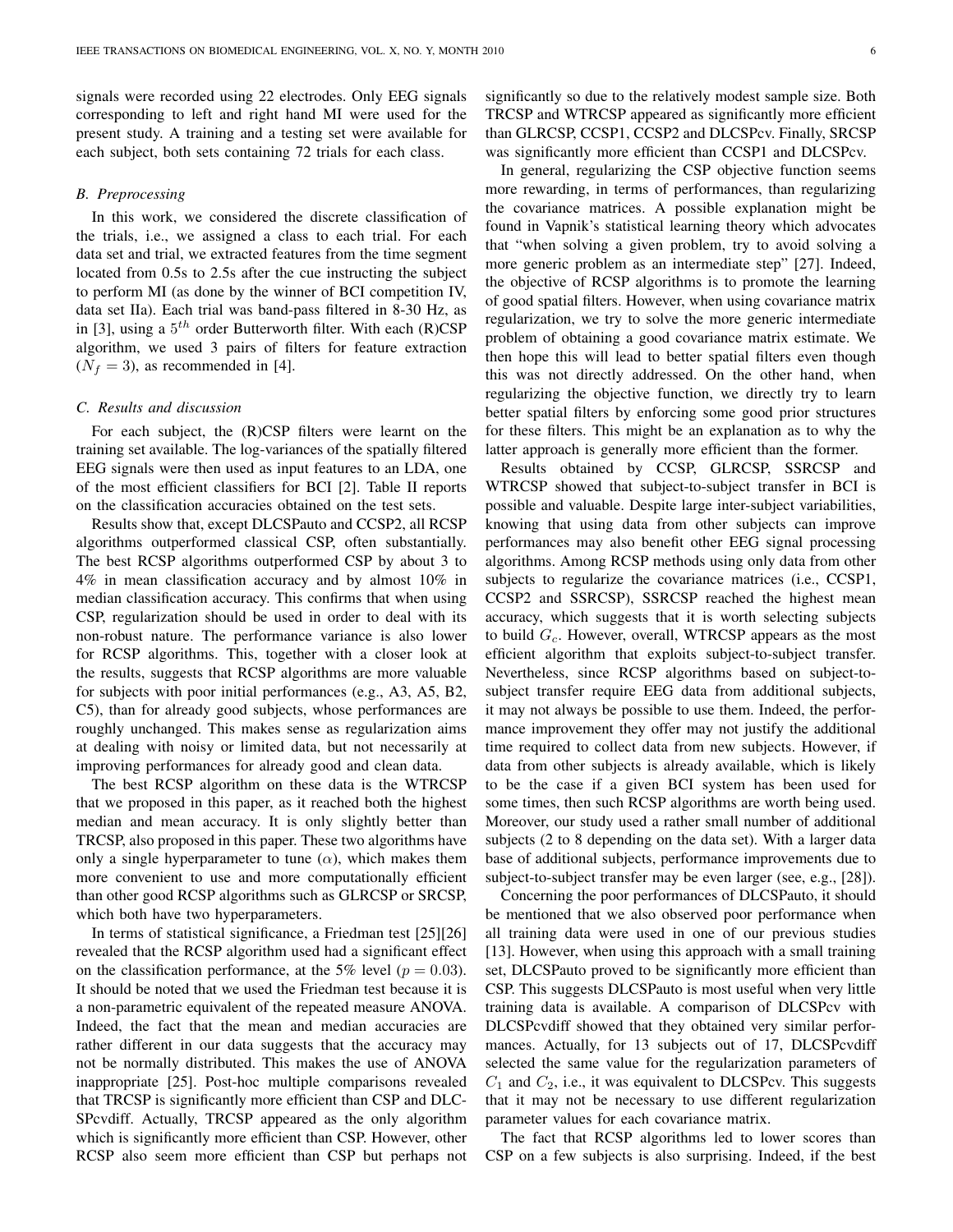signals were recorded using 22 electrodes. Only EEG signals corresponding to left and right hand MI were used for the present study. A training and a testing set were available for each subject, both sets containing 72 trials for each class.

### B. Preprocessing

In this work, we considered the discrete classification of the trials, i.e., we assigned a class to each trial. For each data set and trial, we extracted features from the time segment located from 0.5s to 2.5s after the cue instructing the subject to perform MI (as done by the winner of BCI competition IV, data set IIa). Each trial was band-pass filtered in 8-30 Hz, as in [3], using a $5^{th}$ order Butterworth filter. With each (R)CSP algorithm, we used 3 pairs of filters for feature extraction ($N_f = 3$), as recommended in [4].

### C. Results and discussion

For each subject, the (R)CSP filters were learnt on the training set available. The log-variances of the spatially filtered EEG signals were then used as input features to an LDA, one of the most efficient classifiers for BCI [2]. Table II reports on the classification accuracies obtained on the test sets.

Results show that, except DLCSPauto and CCSP2, all RCSP algorithms outperformed classical CSP, often substantially. The best RCSP algorithms outperformed CSP by about 3 to 4% in mean classification accuracy and by almost 10% in median classification accuracy. This confirms that when using CSP, regularization should be used in order to deal with its non-robust nature. The performance variance is also lower for RCSP algorithms. This, together with a closer look at the results, suggests that RCSP algorithms are more valuable for subjects with poor initial performances (e.g., A3, A5, B2, C5), than for already good subjects, whose performances are roughly unchanged. This makes sense as regularization aims at dealing with noisy or limited data, but not necessarily at improving performances for already good and clean data.

The best RCSP algorithm on these data is the WTRCSP that we proposed in this paper, as it reached both the highest median and mean accuracy. It is only slightly better than TRCSP, also proposed in this paper. These two algorithms have only a single hyperparameter to tune ($\alpha$), which makes them more convenient to use and more computationally efficient than other good RCSP algorithms such as GLRCSP or SRCSP, which both have two hyperparameters.

In terms of statistical significance, a Friedman test [25][26] revealed that the RCSP algorithm used had a significant effect on the classification performance, at the 5% level ($p = 0.03$). It should be noted that we used the Friedman test because it is a non-parametric equivalent of the repeated measure ANOVA. Indeed, the fact that the mean and median accuracies are rather different in our data suggests that the accuracy may not be normally distributed. This makes the use of ANOVA inappropriate [25]. Post-hoc multiple comparisons revealed that TRCSP is significantly more efficient than CSP and DLCSPcvdiff. Actually, TRCSP appeared as the only algorithm which is significantly more efficient than CSP. However, other RCSP also seem more efficient than CSP but perhaps not significantly so due to the relatively modest sample size. Both TRCSP and WTRCSP appeared as significantly more efficient than GLRCSP, CCSP1, CCSP2 and DLCSPcv. Finally, SRCSP was significantly more efficient than CCSP1 and DLCSPcv.

In general, regularizing the CSP objective function seems more rewarding, in terms of performances, than regularizing the covariance matrices. A possible explanation might be found in Vapnik's statistical learning theory which advocates that "when solving a given problem, try to avoid solving a more generic problem as an intermediate step" [27]. Indeed, the objective of RCSP algorithms is to promote the learning of good spatial filters. However, when using covariance matrix regularization, we try to solve the more generic intermediate problem of obtaining a good covariance matrix estimate. We then hope this will lead to better spatial filters even though this was not directly addressed. On the other hand, when regularizing the objective function, we directly try to learn better spatial filters by enforcing some good prior structures for these filters. This might be an explanation as to why the latter approach is generally more efficient than the former.

Results obtained by CCSP, GLRCSP, SSRCSP and WTRCSP showed that subject-to-subject transfer in BCI is possible and valuable. Despite large inter-subject variabilities, knowing that using data from other subjects can improve performances may also benefit other EEG signal processing algorithms. Among RCSP methods using only data from other subjects to regularize the covariance matrices (i.e., CCSP1, CCSP2 and SSRCSP), SSRCSP reached the highest mean accuracy, which suggests that it is worth selecting subjects to build $G_c$. However, overall, WTRCSP appears as the most efficient algorithm that exploits subject-to-subject transfer. Nevertheless, since RCSP algorithms based on subject-to-subject transfer require EEG data from additional subjects, it may not always be possible to use them. Indeed, the performance improvement they offer may not justify the additional time required to collect data from new subjects. However, if data from other subjects is already available, which is likely to be the case if a given BCI system has been used for some times, then such RCSP algorithms are worth being used. Moreover, our study used a rather small number of additional subjects (2 to 8 depending on the data set). With a larger data base of additional subjects, performance improvements due to subject-to-subject transfer may be even larger (see, e.g., [28]).

Concerning the poor performances of DLCSPauto, it should be mentioned that we also observed poor performance when all training data were used in one of our previous studies [13]. However, when using this approach with a small training set, DLCSPauto proved to be significantly more efficient than CSP. This suggests DLCSPauto is most useful when very little training data is available. A comparison of DLCSPcv with DLCSPcvdiff showed that they obtained very similar performances. Actually, for 13 subjects out of 17, DLCSPcvdiff selected the same value for the regularization parameters of $C_1$ and $C_2$, i.e., it was equivalent to DLCSPcv. This suggests that it may not be necessary to use different regularization parameter values for each covariance matrix.

The fact that RCSP algorithms led to lower scores than CSP on a few subjects is also surprising. Indeed, if the best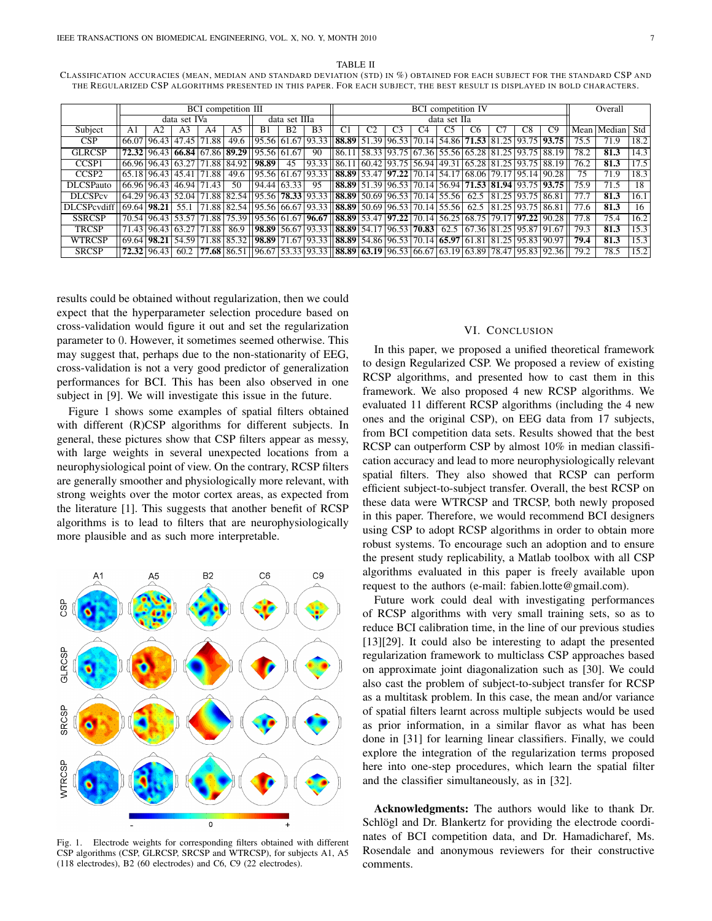TABLE II

CLASSIFICATION ACCURACIES (MEAN, MEDIAN AND STANDARD DEVIATION (STD) IN %) OBTAINED FOR EACH SUBJECT FOR THE STANDARD CSP AND THE REGULARIZED CSP ALGORITHMS PRESENTED IN THIS PAPER. FOR EACH SUBJECT, THE BEST RESULT IS DISPLAYED IN BOLD CHARACTERS.

| | BCI competition III | | | | | | | | BCI competition IV | | | | | | | | | Overall | | |
|---|---|---|---|---|---|---|---|---|---|---|---|---|---|---|---|---|---|---|---|---|
| | data set IVa | | | | | data set IIIa | | | data set IIa | | | | | | | | | | | |
| Subject | A1 | A2 | A3 | A4 | A5 | B1 | B2 | B3 | C1 | C2 | C3 | C4 | C5 | C6 | C7 | C8 | C9 | Mean | Median | Std |
| CSP | 66.07 | 96.43 | 47.45 | 71.88 | 49.6 | 95.56 | 61.67 | 93.33 | **88.89** | 51.39 | 96.53 | 70.14 | 54.86 | **71.53** | 81.25 | 93.75 | **93.75** | 75.5 | 71.9 | 18.2 |
| GLRCSP | **72.32** | 96.43 | **66.84** | 67.86 | **89.29** | 95.56 | 61.67 | 90 | 86.11 | 58.33 | 93.75 | 67.36 | 55.56 | 65.28 | 81.25 | 93.75 | 88.19 | 78.2 | **81.3** | 14.3 |
| CCSP1 | 66.96 | 96.43 | 63.27 | 71.88 | 84.92 | **98.89** | 45 | 93.33 | 86.11 | 60.42 | 93.75 | 56.94 | 49.31 | 65.28 | 81.25 | 93.75 | 88.19 | 76.2 | **81.3** | 17.5 |
| CCSP2 | 65.18 | 96.43 | 45.41 | 71.88 | 49.6 | 95.56 | 61.67 | 93.33 | **88.89** | 53.47 | **97.22** | 70.14 | 54.17 | 68.06 | 79.17 | 95.14 | 90.28 | 75 | 71.9 | 18.3 |
| DLCSPauto | 66.96 | 96.43 | 46.94 | 71.43 | 50 | 94.44 | 63.33 | 95 | **88.89** | 51.39 | 96.53 | 70.14 | 56.94 | **71.53** | **81.94** | 93.75 | **93.75** | 75.9 | 71.5 | 18 |
| DLCSPcv | 64.29 | 96.43 | 52.04 | 71.88 | 82.54 | 95.56 | **78.33** | 93.33 | **88.89** | 50.69 | 96.53 | 70.14 | 55.56 | 62.5 | 81.25 | 93.75 | 86.81 | 77.7 | **81.3** | 16.1 |
| DLCSPcvdiff | 69.64 | **98.21** | 55.1 | 71.88 | 82.54 | 95.56 | 66.67 | 93.33 | **88.89** | 50.69 | 96.53 | 70.14 | 55.56 | 62.5 | 81.25 | 93.75 | 86.81 | 77.6 | **81.3** | 16 |
| SSRCSP | 70.54 | 96.43 | 53.57 | 71.88 | 75.39 | 95.56 | 61.67 | **96.67** | **88.89** | 53.47 | **97.22** | 70.14 | 56.25 | 68.75 | 79.17 | **97.22** | 90.28 | 77.8 | 75.4 | 16.2 |
| TRCSP | 71.43 | 96.43 | 63.27 | 71.88 | 86.9 | **98.89** | 56.67 | 93.33 | **88.89** | 54.17 | 96.53 | **70.83** | 62.5 | 67.36 | 81.25 | 95.87 | 91.67 | 79.3 | **81.3** | 15.3 |
| WTRCSP | 69.64 | **98.21** | 54.59 | 71.88 | 85.32 | **98.89** | 71.67 | 93.33 | **88.89** | 54.86 | 96.53 | 70.14 | **65.97** | 61.81 | 81.25 | 95.83 | 90.97 | **79.4** | **81.3** | 15.3 |
| SRCSP | **72.32** | 96.43 | 60.2 | **77.68** | 86.51 | 96.67 | 53.33 | 93.33 | **88.89** | **63.19** | 96.53 | 66.67 | 63.19 | 63.89 | 78.47 | 95.83 | 92.36 | 79.2 | 78.5 | 15.2 |

results could be obtained without regularization, then we could expect that the hyperparameter selection procedure based on cross-validation would figure it out and set the regularization parameter to 0. However, it sometimes seemed otherwise. This may suggest that, perhaps due to the non-stationarity of EEG, cross-validation is not a very good predictor of generalization performances for BCI. This has been also observed in one subject in [9]. We will investigate this issue in the future.

Figure 1 shows some examples of spatial filters obtained with different (R)CSP algorithms for different subjects. In general, these pictures show that CSP filters appear as messy, with large weights in several unexpected locations from a neurophysiological point of view. On the contrary, RCSP filters are generally smoother and physiologically more relevant, with strong weights over the motor cortex areas, as expected from the literature [1]. This suggests that another benefit of RCSP algorithms is to lead to filters that are neurophysiologically more plausible and as such more interpretable.

Fig. 1. Electrode weights for corresponding filters obtained with different CSP algorithms (CSP, GLRCSP, SRCSP and WTRCSP), for subjects A1, A5 (118 electrodes), B2 (60 electrodes) and C6, C9 (22 electrodes).

## VI. CONCLUSION

In this paper, we proposed a unified theoretical framework to design Regularized CSP. We proposed a review of existing RCSP algorithms, and presented how to cast them in this framework. We also proposed 4 new RCSP algorithms. We evaluated 11 different RCSP algorithms (including the 4 new ones and the original CSP), on EEG data from 17 subjects, from BCI competition data sets. Results showed that the best RCSP can outperform CSP by almost 10% in median classification accuracy and lead to more neurophysiologically relevant spatial filters. They also showed that RCSP can perform efficient subject-to-subject transfer. Overall, the best RCSP on these data were WTRCSP and TRCSP, both newly proposed in this paper. Therefore, we would recommend BCI designers using CSP to adopt RCSP algorithms in order to obtain more robust systems. To encourage such an adoption and to ensure the present study replicability, a Matlab toolbox with all CSP algorithms evaluated in this paper is freely available upon request to the authors (e-mail: fabien.lotte@gmail.com).

Future work could deal with investigating performances of RCSP algorithms with very small training sets, so as to reduce BCI calibration time, in the line of our previous studies [13][29]. It could also be interesting to adapt the presented regularization framework to multiclass CSP approaches based on approximate joint diagonalization such as [30]. We could also cast the problem of subject-to-subject transfer for RCSP as a multitask problem. In this case, the mean and/or variance of spatial filters learnt across multiple subjects would be used as prior information, in a similar flavor as what has been done in [31] for learning linear classifiers. Finally, we could explore the integration of the regularization terms proposed here into one-step procedures, which learn the spatial filter and the classifier simultaneously, as in [32].

**Acknowledgments:** The authors would like to thank Dr. Schlögl and Dr. Blankertz for providing the electrode coordinates of BCI competition data, and Dr. Hamadicharef, Ms. Rosendale and anonymous reviewers for their constructive comments.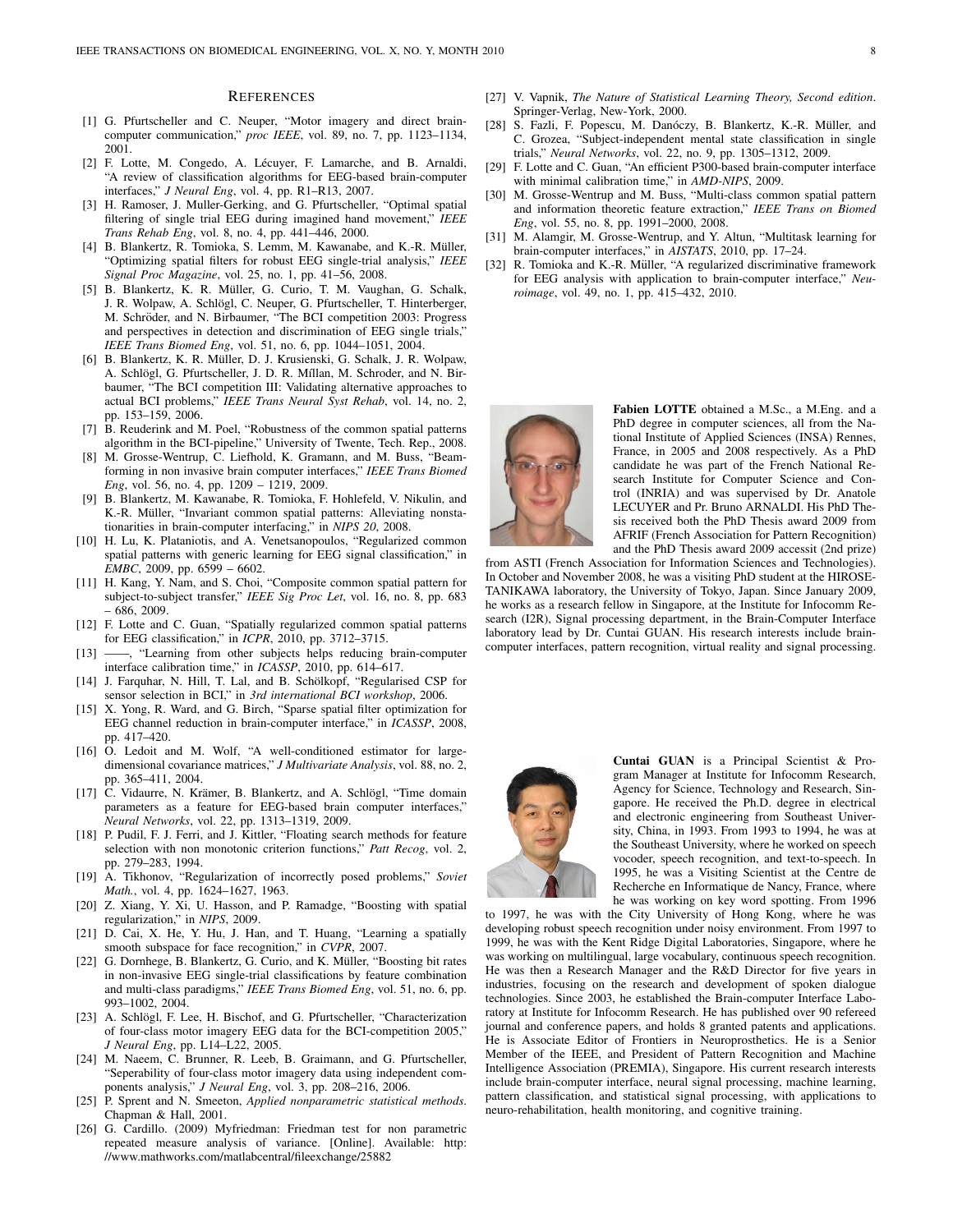## REFERENCES

[1] G. Pfurtscheller and C. Neuper, "Motor imagery and direct brain-computer communication," *proc IEEE*, vol. 89, no. 7, pp. 1123–1134, 2001.

[2] F. Lotte, M. Congedo, A. Lécuyer, F. Lamarche, and B. Arnaldi, "A review of classification algorithms for EEG-based brain-computer interfaces," *J Neural Eng*, vol. 4, pp. R1–R13, 2007.

[3] H. Ramoser, J. Muller-Gerking, and G. Pfurtscheller, "Optimal spatial filtering of single trial EEG during imagined hand movement," *IEEE Trans Rehab Eng*, vol. 8, no. 4, pp. 441–446, 2000.

[4] B. Blankertz, R. Tomioka, S. Lemm, M. Kawanabe, and K.-R. Müller, "Optimizing spatial filters for robust EEG single-trial analysis," *IEEE Signal Proc Magazine*, vol. 25, no. 1, pp. 41–56, 2008.

[5] B. Blankertz, K. R. Müller, G. Curio, T. M. Vaughan, G. Schalk, J. R. Wolpaw, A. Schlögl, C. Neuper, G. Pfurtscheller, T. Hinterberger, M. Schröder, and N. Birbaumer, "The BCI competition 2003: Progress and perspectives in detection and discrimination of EEG single trials," *IEEE Trans Biomed Eng*, vol. 51, no. 6, pp. 1044–1051, 2004.

[6] B. Blankertz, K. R. Müller, D. J. Krusienski, G. Schalk, J. R. Wolpaw, A. Schlögl, G. Pfurtscheller, J. D. R. Millan, M. Schroder, and N. Birbaumer, "The BCI competition III: Validating alternative approaches to actual BCI problems," *IEEE Trans Neural Syst Rehab*, vol. 14, no. 2, pp. 153–159, 2006.

[7] B. Reuderink and M. Poel, "Robustness of the common spatial patterns algorithm in the BCI-pipeline," University of Twente, Tech. Rep., 2008.

[8] M. Grosse-Wentrup, C. Liefhold, K. Gramann, and M. Buss, "Beamforming in non invasive brain computer interfaces," *IEEE Trans Biomed Eng*, vol. 56, no. 4, pp. 1209 – 1219, 2009.

[9] B. Blankertz, M. Kawanabe, R. Tomioka, F. Hohlefeld, V. Nikulin, and K.-R. Müller, "Invariant common spatial patterns: Alleviating nonstationarities in brain-computer interfacing," in *NIPS 20*, 2008.

[10] H. Lu, K. Plataniotis, and A. Venetsanopoulos, "Regularized common spatial patterns with generic learning for EEG signal classification," in *EMBC*, 2009, pp. 6599 – 6602.

[11] H. Kang, Y. Nam, and S. Choi, "Composite common spatial pattern for subject-to-subject transfer," *IEEE Sig Proc Let*, vol. 16, no. 8, pp. 683 – 686, 2009.

[12] F. Lotte and C. Guan, "Spatially regularized common spatial patterns for EEG classification," in *ICPR*, 2010, pp. 3712–3715.

[13] ——, "Learning from other subjects helps reducing brain-computer interface calibration time," in *ICASSP*, 2010, pp. 614–617.

[14] J. Farquhar, N. Hill, T. Lal, and B. Schölkopf, "Regularised CSP for sensor selection in BCI," in *3rd international BCI workshop*, 2006.

[15] X. Yong, R. Ward, and G. Birch, "Sparse spatial filter optimization for EEG channel reduction in brain-computer interface," in *ICASSP*, 2008, pp. 417–420.

[16] O. Ledoit and M. Wolf, "A well-conditioned estimator for large-dimensional covariance matrices," *J Multivariate Analysis*, vol. 88, no. 2, pp. 365–411, 2004.

[17] C. Vidaurre, N. Krämer, B. Blankertz, and A. Schlögl, "Time domain parameters as a feature for EEG-based brain computer interfaces," *Neural Networks*, vol. 22, pp. 1313–1319, 2009.

[18] P. Pudil, F. J. Ferri, and J. Kittler, "Floating search methods for feature selection with non monotonic criterion functions," *Patt Recog*, vol. 2, pp. 279–283, 1994.

[19] A. Tikhonov, "Regularization of incorrectly posed problems," *Soviet Math.*, vol. 4, pp. 1624–1627, 1963.

[20] Z. Xiang, Y. Xi, U. Hasson, and P. Ramadge, "Boosting with spatial regularization," in *NIPS*, 2009.

[21] D. Cai, X. He, Y. Hu, J. Han, and T. Huang, "Learning a spatially smooth subspace for face recognition," in *CVPR*, 2007.

[22] G. Dornhege, B. Blankertz, G. Curio, and K. Müller, "Boosting bit rates in non-invasive EEG single-trial classifications by feature combination and multi-class paradigms," *IEEE Trans Biomed Eng*, vol. 51, no. 6, pp. 993–1002, 2004.

[23] A. Schlögl, F. Lee, H. Bischof, and G. Pfurtscheller, "Characterization of four-class motor imagery EEG data for the BCI-competition 2005," *J Neural Eng*, pp. L14–L22, 2005.

[24] M. Naeem, C. Brunner, R. Leeb, B. Graimann, and G. Pfurtscheller, "Seperability of four-class motor imagery data using independent components analysis," *J Neural Eng*, vol. 3, pp. 208–216, 2006.

[25] P. Sprent and N. Smeeton, *Applied nonparametric statistical methods*. Chapman & Hall, 2001.

[26] G. Cardillo. (2009) Myfriedman: Friedman test for non parametric repeated measure analysis of variance. [Online]. Available: http://www.mathworks.com/matlabcentral/fileexchange/25882

[27] V. Vapnik, *The Nature of Statistical Learning Theory, Second edition*. Springer-Verlag, New-York, 2000.

[28] S. Fazli, F. Popescu, M. Danóczy, B. Blankertz, K.-R. Müller, and C. Grozea, "Subject-independent mental state classification in single trials," *Neural Networks*, vol. 22, no. 9, pp. 1305–1312, 2009.

[29] F. Lotte and C. Guan, "An efficient P300-based brain-computer interface with minimal calibration time," in *AMD-NIPS*, 2009.

[30] M. Grosse-Wentrup and M. Buss, "Multi-class common spatial pattern and information theoretic feature extraction," *IEEE Trans on Biomed Eng*, vol. 55, no. 8, pp. 1991–2000, 2008.

[31] M. Alamgir, M. Grosse-Wentrup, and Y. Altun, "Multitask learning for brain-computer interfaces," in *AISTATS*, 2010, pp. 17–24.

[32] R. Tomioka and K.-R. Müller, "A regularized discriminative framework for EEG analysis with application to brain-computer interface," *Neuroimage*, vol. 49, no. 1, pp. 415–432, 2010.

**Fabien LOTTE** obtained a M.Sc., a M.Eng. and a PhD degree in computer sciences, all from the National Institute of Applied Sciences (INSA) Rennes, France, in 2005 and 2008 respectively. As a PhD candidate he was part of the French National Research Institute for Computer Science and Control (INRIA) and was supervised by Dr. Anatole LECUYER and Pr. Bruno ARNALDI. His PhD Thesis received both the PhD Thesis award 2009 from AFRIF (French Association for Pattern Recognition) and the PhD Thesis award 2009 accessit (2nd prize) from ASTI (French Association for Information Sciences and Technologies). In October and November 2008, he was a visiting PhD student at the HIROSE-TANIKAWA laboratory, the University of Tokyo, Japan. Since January 2009, he works as a research fellow in Singapore, at the Institute for Infocomm Research (I2R), Signal processing department, in the Brain-Computer Interface laboratory lead by Dr. Cuntai GUAN. His research interests include brain-computer interfaces, pattern recognition, virtual reality and signal processing.

**Cuntai GUAN** is a Principal Scientist & Program Manager at Institute for Infocomm Research, Agency for Science, Technology and Research, Singapore. He received the Ph.D. degree in electrical and electronic engineering from Southeast University, China, in 1993. From 1993 to 1994, he was at the Southeast University, where he worked on speech vocoder, speech recognition, and text-to-speech. In 1995, he was a Visiting Scientist at the Centre de Recherche en Informatique de Nancy, France, where he was working on key word spotting. From 1996 to 1997, he was with the City University of Hong Kong, where he was developing robust speech recognition under noisy environment. From 1997 to 1999, he was with the Kent Ridge Digital Laboratories, Singapore, where he was working on multilingual, large vocabulary, continuous speech recognition. He was then a Research Manager and the R&D Director for five years in industries, focusing on the research and development of spoken dialogue technologies. Since 2003, he established the Brain-computer Interface Laboratory at Institute for Infocomm Research. He has published over 90 refereed journal and conference papers, and holds 8 granted patents and applications. He is Associate Editor of Frontiers in Neuroprosthetics. He is a Senior Member of the IEEE, and President of Pattern Recognition and Machine Intelligence Association (PREMIA), Singapore. His current research interests include brain-computer interface, neural signal processing, machine learning, pattern classification, and statistical signal processing, with applications to neuro-rehabilitation, health monitoring, and cognitive training.